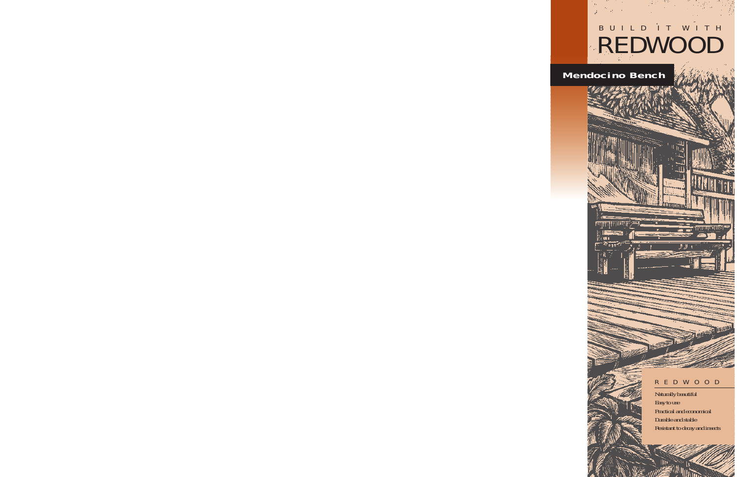BUILD IT WITH

# REDWOOD

## Mendocino Bench

REDWOOD

- Naturally beautiful
- Easy to use
- Practical and economical
- Durable and stable
- Resistant to decay and insects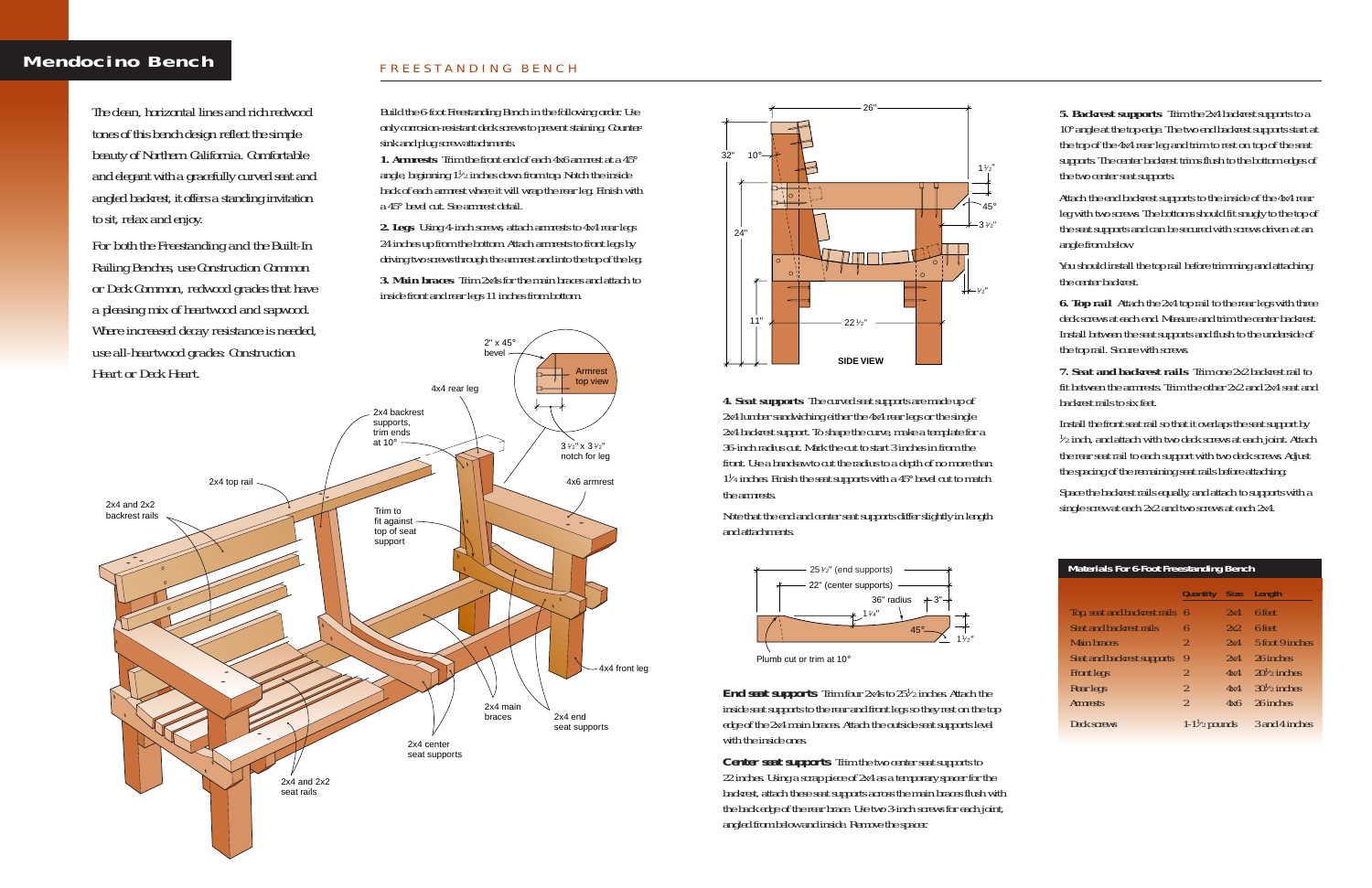# Mendocino Bench

The clean, horizontal lines and rich redwood tones of this bench design reflect the simple beauty of Northern California. Comfortable and elegant with a gracefully curved seat and angled backrest, it offers a standing invitation to sit, relax and enjoy.

For both the Freestanding and the Built-In Railing Benches, use Construction Common or Deck Common, redwood grades that have a pleasing mix of heartwood and sapwood. Where increased decay resistance is needed, use all-heartwood grades: Construction Heart or Deck Heart.

## FREESTANDING BENCH

Build the 6-foot Freestanding Bench in the following order. Use only corrosion-resistant deck screws to prevent staining. Countersink and plug screw attachments.

**1. Armrests** Trim the front end of each 4x6 armrest at a 45° angle, beginning 1½ inches down from top. Notch the inside back of each armrest where it will wrap the rear leg. Finish with a 45° bevel cut. See armrest detail.

**2. Legs** Using 4-inch screws, attach armrests to 4x4 rear legs 24 inches up from the bottom. Attach armrests to front legs by driving two screws through the armrest and into the top of the leg.

**3. Main braces** Trim 2x4s for the main braces and attach to inside front and rear legs 11 inches from bottom.

**4. Seat supports** The curved seat supports are made up of 2x4 lumber sandwiching either the 4x4 rear legs or the single 2x4 backrest support. To shape the curve, make a template for a 36-inch radius cut. Mark the cut to start 3 inches in from the front. Use a bandsaw to cut the radius to a depth of no more than 1¾ inches. Finish the seat supports with a 45° bevel cut to match the armrests.

Note that the end and center seat supports differ slightly in length and attachments.

**End seat supports** Trim four 2x4s to 25½ inches. Attach the inside seat supports to the rear and front legs so they rest on the top edge of the 2x4 main braces. Attach the outside seat supports level with the inside ones.

**Center seat supports** Trim the two center seat supports to 22 inches. Using a scrap piece of 2x4 as a temporary spacer for the backrest, attach these seat supports across the main braces flush with the back edge of the rear brace. Use two 3-inch screws for each joint, angled from below and inside. Remove the spacer.

**5. Backrest supports** Trim the 2x4 backrest supports to a 10° angle at the top edge. The two end backrest supports start at the top of the 4x4 rear leg and trim to rest on top of the seat supports. The center backrest trims flush to the bottom edges of the two center seat supports.

Attach the end backrest supports to the inside of the 4x4 rear leg with two screws. The bottoms should fit snugly to the top of the seat supports and can be secured with screws driven at an angle from below.

You should install the top rail before trimming and attaching the center backrest.

**6. Top rail** Attach the 2x4 top rail to the rear legs with three deck screws at each end. Measure and trim the center backrest. Install between the seat supports and flush to the underside of the top rail. Secure with screws.

**7. Seat and backrest rails** Trim one 2x2 backrest rail to fit between the armrests. Trim the other 2x2 and 2x4 seat and backrest rails to six feet.

Install the front seat rail so that it overlaps the seat support by ½ inch, and attach with two deck screws at each joint. Attach the rear seat rail to each support with two deck screws. Adjust the spacing of the remaining seat rails before attaching.

Space the backrest rails equally, and attach to supports with a single screw at each 2x2 and two screws at each 2x4.

### Materials For 6-Foot Freestanding Bench

| | Quantity | Size | Length |
|---|---|---|---|
| Top, seat and backrest rails | 6 | 2x4 | 6 feet |
| Seat and backrest rails | 6 | 2x2 | 6 feet |
| Main braces | 2 | 2x4 | 5 foot 9 inches |
| Seat and backrest supports | 9 | 2x4 | 26 inches |
| Front legs | 2 | 4x4 | 20½ inches |
| Rear legs | 2 | 4x4 | 30½ inches |
| Armrests | 2 | 4x6 | 26 inches |
| Deck screws | 1-1½ pounds | | 3 and 4 inches |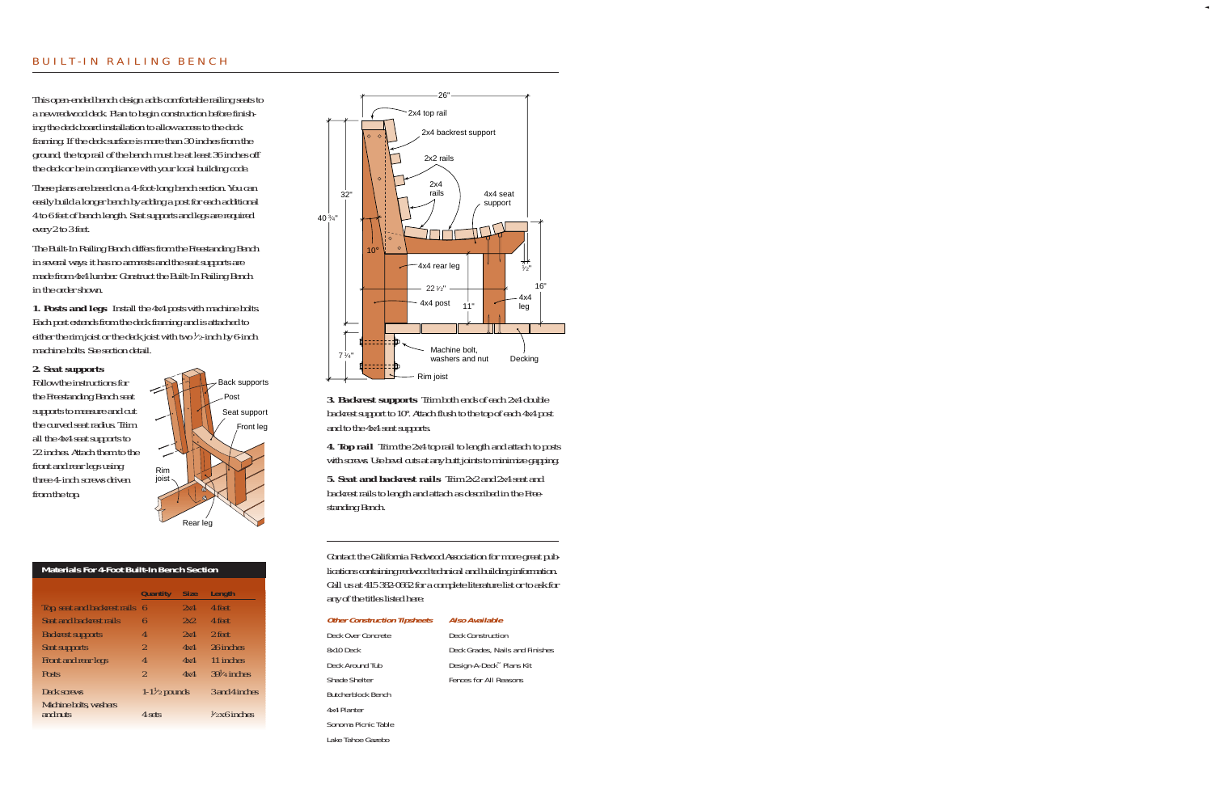# BUILT-IN RAILING BENCH

This open-ended bench design adds comfortable railing seats to a new redwood deck. Plan to begin construction before finishing the deck board installation to allow access to the deck framing. If the deck surface is more than 30 inches from the ground, the top rail of the bench must be at least 36 inches off the deck or be in compliance with your local building code.

These plans are based on a 4-foot-long bench section. You can easily build a longer bench by adding a post for each additional 4 to 6 feet of bench length. Seat supports and legs are required every 2 to 3 feet.

The Built-In Railing Bench differs from the Freestanding Bench in several ways: it has no armrests and the seat supports are made from 4x4 lumber. Construct the Built-In Railing Bench in the order shown.

**1. Posts and legs** Install the 4x4 posts with machine bolts. Each post extends from the deck framing and is attached to either the rim joist or the deck joist with two ½-inch by 6-inch machine bolts. See section detail.

**2. Seat supports** Follow the instructions for the Freestanding Bench seat supports to measure and cut the curved seat radius. Trim all the 4x4 seat supports to 22 inches. Attach them to the front and rear legs using three 4-inch screws driven from the top.

**3. Backrest supports** Trim both ends of each 2x4 double backrest support to 10°. Attach flush to the top of each 4x4 post and to the 4x4 seat supports.

**4. Top rail** Trim the 2x4 top rail to length and attach to posts with screws. Use bevel cuts at any butt joints to minimize gapping.

**5. Seat and backrest rails** Trim 2x2 and 2x4 seat and backrest rails to length and attach as described in the Freestanding Bench.

### Materials For 4-Foot Built-In Bench Section

| | Quantity | Size | Length |
|---|---|---|---|
| Top, seat and backrest rails | 6 | 2x4 | 4 feet |
| Seat and backrest rails | 6 | 2x2 | 4 feet |
| Backrest supports | 4 | 2x4 | 2 feet |
| Seat supports | 2 | 4x4 | 26 inches |
| Front and rear legs | 4 | 4x4 | 11 inches |
| Posts | 2 | 4x4 | 39¾ inches |
| Deck screws | 1-1½ pounds | | 3 and 4 inches |
| Machine bolts, washers and nuts | 4 sets | | ½ x 6 inches |

Contact the California Redwood Association for more great publications containing redwood technical and building information. Call us at 415 382-0662 for a complete literature list or to ask for any of the titles listed here:

| *Other Construction Tipsheets* | *Also Available* |
|---|---|
| Deck Over Concrete | Deck Construction |
| 8x10 Deck | Deck Grades, Nails and Finishes |
| Deck Around Tub | Design-A-Deck™ Plans Kit |
| Shade Shelter | Fences for All Reasons |
| Butcherblock Bench | |
| 4x4 Planter | |
| Sonoma Picnic Table | |
| Lake Tahoe Gazebo | |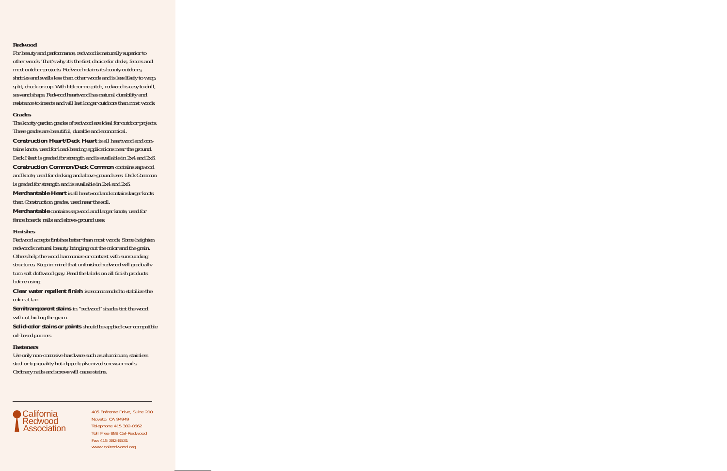## Redwood

For beauty and performance, redwood is naturally superior to other woods. That's why it's the first choice for decks, fences and most outdoor projects. Redwood retains its beauty outdoors, shrinks and swells less than other woods and is less likely to warp, split, check or cup. With little or no pitch, redwood is easy to drill, saw and shape. Redwood heartwood has natural durability and resistance to insects and will last longer outdoors than most woods.

## Grades

The knotty garden grades of redwood are ideal for outdoor projects. These grades are beautiful, durable and economical.

**Construction Heart/Deck Heart** is all heartwood and contains knots; used for load-bearing applications near the ground. Deck Heart is graded for strength and is available in 2x4 and 2x6.

**Construction Common/Deck Common** contains sapwood and knots; used for decking and above-ground uses. Deck Common is graded for strength and is available in 2x4 and 2x6.

**Merchantable Heart** is all heartwood and contains larger knots than Construction grades; used near the soil.

**Merchantable** contains sapwood and larger knots; used for fence boards, rails and above-ground uses.

## Finishes

Redwood accepts finishes better than most woods. Some heighten redwood's natural beauty, bringing out the color and the grain. Others help the wood harmonize or contrast with surrounding structures. Keep in mind that unfinished redwood will gradually turn soft driftwood gray. Read the labels on all finish products before using.

**Clear water repellent finish** is recommended to stabilize the color at tan.

**Semitransparent stains** in "redwood" shades tint the wood without hiding the grain.

**Solid-color stains or paints** should be applied over compatible oil-based primers.

## Fasteners

Use only non-corrosive hardware such as aluminum, stainless steel or top quality hot-dipped galvanized screws or nails. Ordinary nails and screws will cause stains.

---

California Redwood Association

405 Enfrente Drive, Suite 200
Novato, CA 94949
Telephone 415 382-0662
Toll Free 888 Cal-Redwood
Fax 415 382-8531
www.calredwood.org